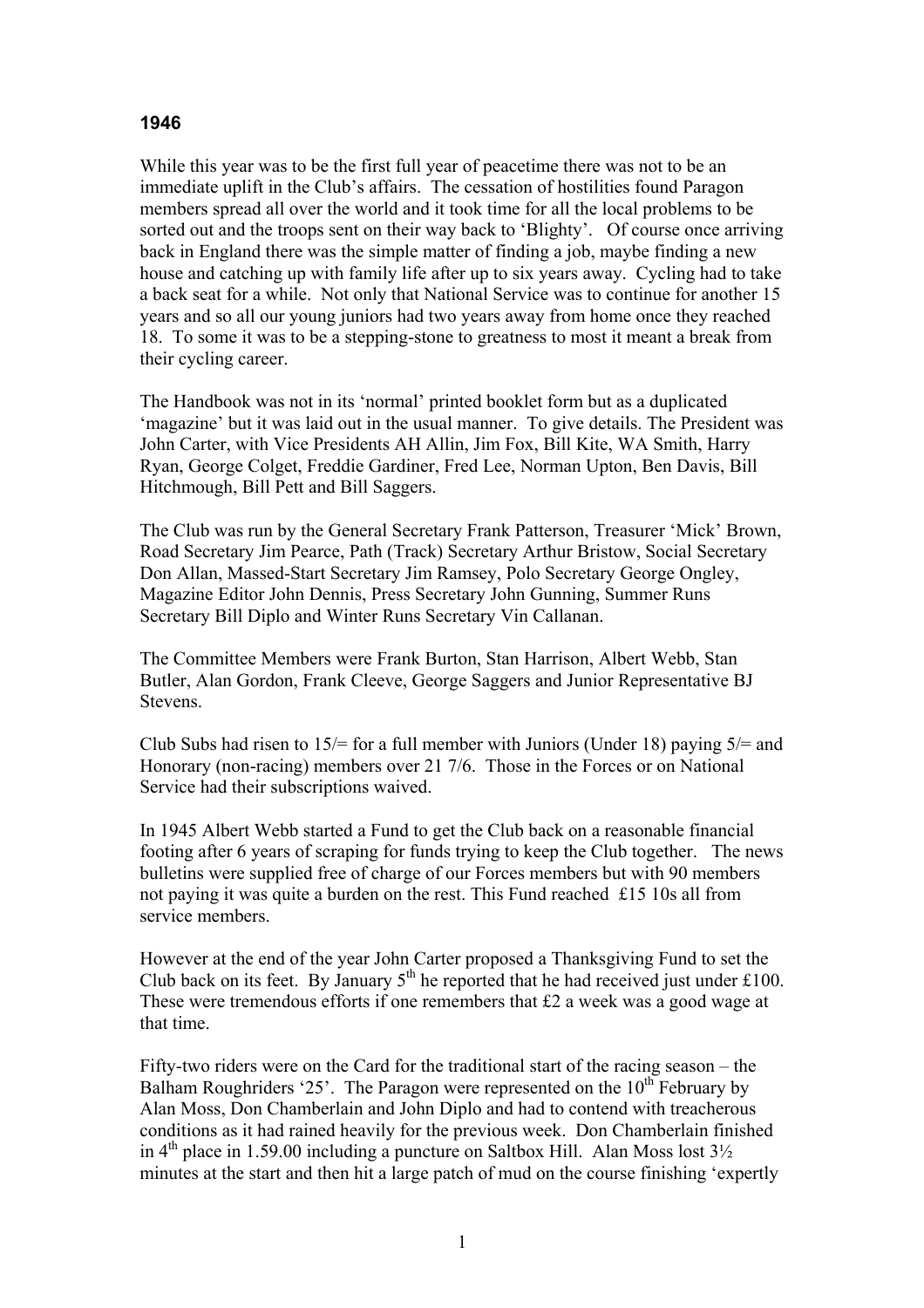# 1946

While this year was to be the first full year of peacetime there was not to be an immediate uplift in the Club's affairs. The cessation of hostilities found Paragon members spread all over the world and it took time for all the local problems to be sorted out and the troops sent on their way back to 'Blighty'. Of course once arriving back in England there was the simple matter of finding a job, maybe finding a new house and catching up with family life after up to six years away. Cycling had to take a back seat for a while. Not only that National Service was to continue for another 15 years and so all our young juniors had two years away from home once they reached 18. To some it was to be a stepping-stone to greatness to most it meant a break from their cycling career.

The Handbook was not in its 'normal' printed booklet form but as a duplicated 'magazine' but it was laid out in the usual manner. To give details. The President was John Carter, with Vice Presidents AH Allin, Jim Fox, Bill Kite, WA Smith, Harry Ryan, George Colget, Freddie Gardiner, Fred Lee, Norman Upton, Ben Davis, Bill Hitchmough, Bill Pett and Bill Saggers.

The Club was run by the General Secretary Frank Patterson, Treasurer 'Mick' Brown, Road Secretary Jim Pearce, Path (Track) Secretary Arthur Bristow, Social Secretary Don Allan, Massed-Start Secretary Jim Ramsey, Polo Secretary George Ongley, Magazine Editor John Dennis, Press Secretary John Gunning, Summer Runs Secretary Bill Diplo and Winter Runs Secretary Vin Callanan.

The Committee Members were Frank Burton, Stan Harrison, Albert Webb, Stan Butler, Alan Gordon, Frank Cleeve, George Saggers and Junior Representative BJ Stevens.

Club Subs had risen to 15/= for a full member with Juniors (Under 18) paying 5/= and Honorary (non-racing) members over 21 7/6. Those in the Forces or on National Service had their subscriptions waived.

In 1945 Albert Webb started a Fund to get the Club back on a reasonable financial footing after 6 years of scraping for funds trying to keep the Club together. The news bulletins were supplied free of charge of our Forces members but with 90 members not paying it was quite a burden on the rest. This Fund reached £15 10s all from service members.

However at the end of the year John Carter proposed a Thanksgiving Fund to set the Club back on its feet. By January 5th he reported that he had received just under £100. These were tremendous efforts if one remembers that £2 a week was a good wage at that time.

Fifty-two riders were on the Card for the traditional start of the racing season – the Balham Roughriders '25'. The Paragon were represented on the 10th February by Alan Moss, Don Chamberlain and John Diplo and had to contend with treacherous conditions as it had rained heavily for the previous week. Don Chamberlain finished in 4th place in 1.59.00 including a puncture on Saltbox Hill. Alan Moss lost 3½ minutes at the start and then hit a large patch of mud on the course finishing 'expertly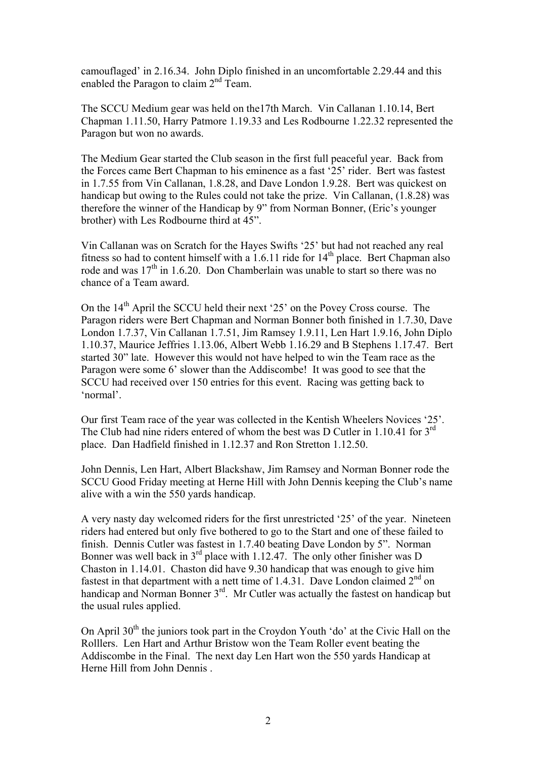camouflaged' in 2.16.34. John Diplo finished in an uncomfortable 2.29.44 and this enabled the Paragon to claim 2nd Team.

The SCCU Medium gear was held on the17th March. Vin Callanan 1.10.14, Bert Chapman 1.11.50, Harry Patmore 1.19.33 and Les Rodbourne 1.22.32 represented the Paragon but won no awards.

The Medium Gear started the Club season in the first full peaceful year. Back from the Forces came Bert Chapman to his eminence as a fast '25' rider. Bert was fastest in 1.7.55 from Vin Callanan, 1.8.28, and Dave London 1.9.28. Bert was quickest on handicap but owing to the Rules could not take the prize. Vin Callanan, (1.8.28) was therefore the winner of the Handicap by 9" from Norman Bonner, (Eric's younger brother) with Les Rodbourne third at 45".

Vin Callanan was on Scratch for the Hayes Swifts '25' but had not reached any real fitness so had to content himself with a 1.6.11 ride for 14th place. Bert Chapman also rode and was 17th in 1.6.20. Don Chamberlain was unable to start so there was no chance of a Team award.

On the 14th April the SCCU held their next '25' on the Povey Cross course. The Paragon riders were Bert Chapman and Norman Bonner both finished in 1.7.30, Dave London 1.7.37, Vin Callanan 1.7.51, Jim Ramsey 1.9.11, Len Hart 1.9.16, John Diplo 1.10.37, Maurice Jeffries 1.13.06, Albert Webb 1.16.29 and B Stephens 1.17.47. Bert started 30" late. However this would not have helped to win the Team race as the Paragon were some 6' slower than the Addiscombe! It was good to see that the SCCU had received over 150 entries for this event. Racing was getting back to 'normal'.

Our first Team race of the year was collected in the Kentish Wheelers Novices '25'. The Club had nine riders entered of whom the best was D Cutler in 1.10.41 for 3rd place. Dan Hadfield finished in 1.12.37 and Ron Stretton 1.12.50.

John Dennis, Len Hart, Albert Blackshaw, Jim Ramsey and Norman Bonner rode the SCCU Good Friday meeting at Herne Hill with John Dennis keeping the Club's name alive with a win the 550 yards handicap.

A very nasty day welcomed riders for the first unrestricted '25' of the year. Nineteen riders had entered but only five bothered to go to the Start and one of these failed to finish. Dennis Cutler was fastest in 1.7.40 beating Dave London by 5". Norman Bonner was well back in 3rd place with 1.12.47. The only other finisher was D Chaston in 1.14.01. Chaston did have 9.30 handicap that was enough to give him fastest in that department with a nett time of 1.4.31. Dave London claimed 2nd on handicap and Norman Bonner 3rd. Mr Cutler was actually the fastest on handicap but the usual rules applied.

On April 30th the juniors took part in the Croydon Youth 'do' at the Civic Hall on the Rolllers. Len Hart and Arthur Bristow won the Team Roller event beating the Addiscombe in the Final. The next day Len Hart won the 550 yards Handicap at Herne Hill from John Dennis .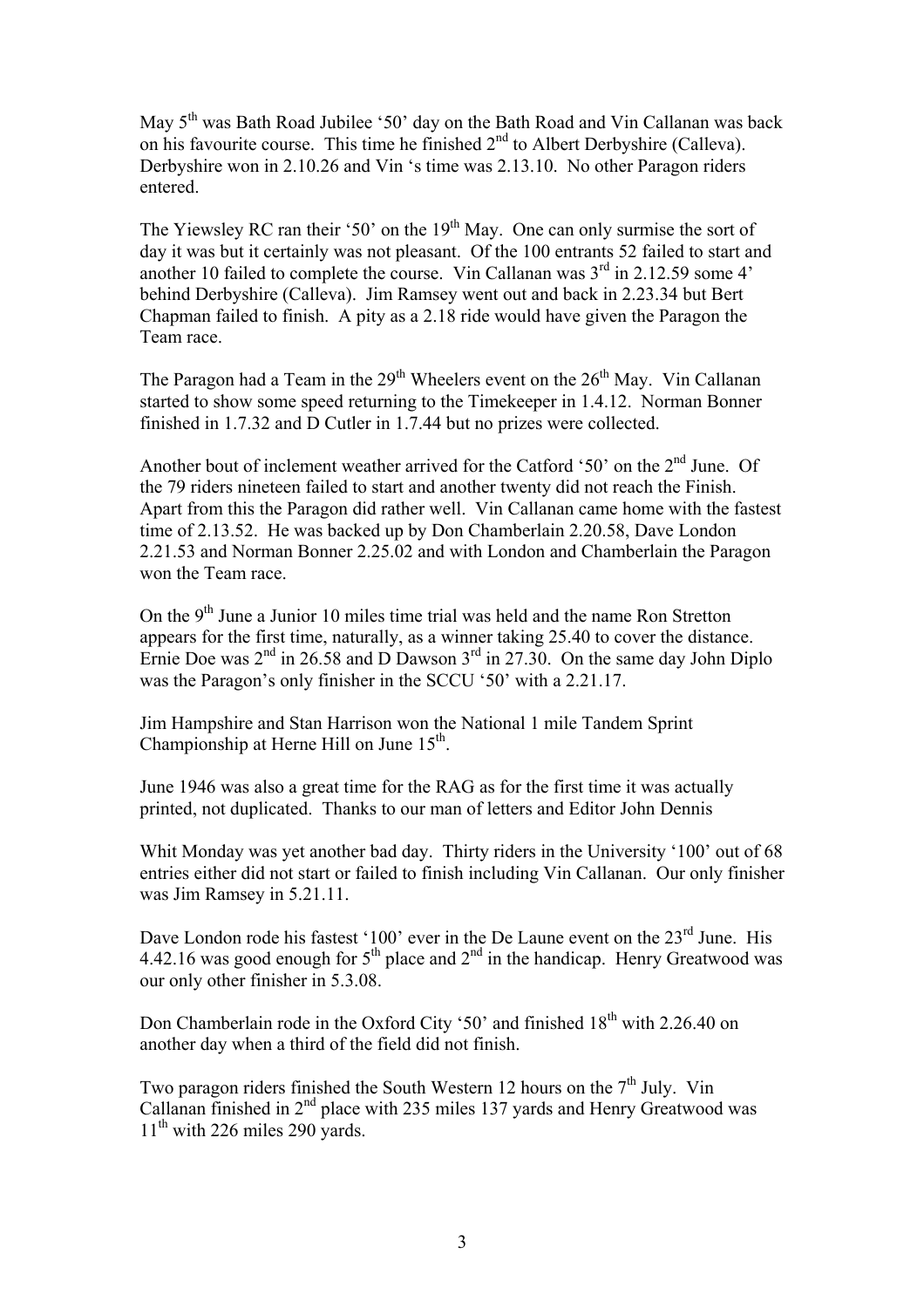May 5th was Bath Road Jubilee '50' day on the Bath Road and Vin Callanan was back on his favourite course. This time he finished 2nd to Albert Derbyshire (Calleva). Derbyshire won in 2.10.26 and Vin 's time was 2.13.10. No other Paragon riders entered.

The Yiewsley RC ran their '50' on the 19th May. One can only surmise the sort of day it was but it certainly was not pleasant. Of the 100 entrants 52 failed to start and another 10 failed to complete the course. Vin Callanan was 3rd in 2.12.59 some 4' behind Derbyshire (Calleva). Jim Ramsey went out and back in 2.23.34 but Bert Chapman failed to finish. A pity as a 2.18 ride would have given the Paragon the Team race.

The Paragon had a Team in the 29th Wheelers event on the 26th May. Vin Callanan started to show some speed returning to the Timekeeper in 1.4.12. Norman Bonner finished in 1.7.32 and D Cutler in 1.7.44 but no prizes were collected.

Another bout of inclement weather arrived for the Catford '50' on the 2nd June. Of the 79 riders nineteen failed to start and another twenty did not reach the Finish. Apart from this the Paragon did rather well. Vin Callanan came home with the fastest time of 2.13.52. He was backed up by Don Chamberlain 2.20.58, Dave London 2.21.53 and Norman Bonner 2.25.02 and with London and Chamberlain the Paragon won the Team race.

On the 9th June a Junior 10 miles time trial was held and the name Ron Stretton appears for the first time, naturally, as a winner taking 25.40 to cover the distance. Ernie Doe was 2nd in 26.58 and D Dawson 3rd in 27.30. On the same day John Diplo was the Paragon's only finisher in the SCCU '50' with a 2.21.17.

Jim Hampshire and Stan Harrison won the National 1 mile Tandem Sprint Championship at Herne Hill on June 15th.

June 1946 was also a great time for the RAG as for the first time it was actually printed, not duplicated. Thanks to our man of letters and Editor John Dennis

Whit Monday was yet another bad day. Thirty riders in the University '100' out of 68 entries either did not start or failed to finish including Vin Callanan. Our only finisher was Jim Ramsey in 5.21.11.

Dave London rode his fastest '100' ever in the De Laune event on the 23rd June. His 4.42.16 was good enough for 5th place and 2nd in the handicap. Henry Greatwood was our only other finisher in 5.3.08.

Don Chamberlain rode in the Oxford City '50' and finished 18th with 2.26.40 on another day when a third of the field did not finish.

Two paragon riders finished the South Western 12 hours on the 7th July. Vin Callanan finished in 2nd place with 235 miles 137 yards and Henry Greatwood was 11th with 226 miles 290 yards.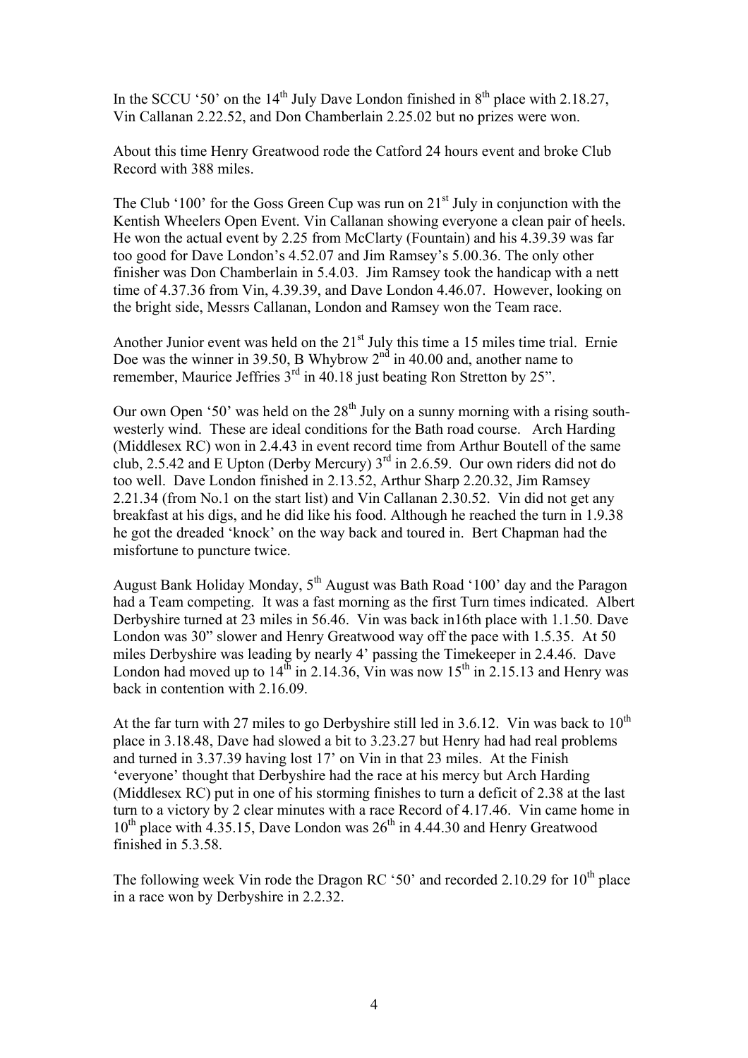In the SCCU '50' on the 14th July Dave London finished in 8th place with 2.18.27, Vin Callanan 2.22.52, and Don Chamberlain 2.25.02 but no prizes were won.

About this time Henry Greatwood rode the Catford 24 hours event and broke Club Record with 388 miles.

The Club '100' for the Goss Green Cup was run on 21st July in conjunction with the Kentish Wheelers Open Event. Vin Callanan showing everyone a clean pair of heels. He won the actual event by 2.25 from McClarty (Fountain) and his 4.39.39 was far too good for Dave London's 4.52.07 and Jim Ramsey's 5.00.36. The only other finisher was Don Chamberlain in 5.4.03. Jim Ramsey took the handicap with a nett time of 4.37.36 from Vin, 4.39.39, and Dave London 4.46.07. However, looking on the bright side, Messrs Callanan, London and Ramsey won the Team race.

Another Junior event was held on the 21st July this time a 15 miles time trial. Ernie Doe was the winner in 39.50, B Whybrow 2nd in 40.00 and, another name to remember, Maurice Jeffries 3rd in 40.18 just beating Ron Stretton by 25".

Our own Open '50' was held on the 28th July on a sunny morning with a rising south-westerly wind. These are ideal conditions for the Bath road course. Arch Harding (Middlesex RC) won in 2.4.43 in event record time from Arthur Boutell of the same club, 2.5.42 and E Upton (Derby Mercury) 3rd in 2.6.59. Our own riders did not do too well. Dave London finished in 2.13.52, Arthur Sharp 2.20.32, Jim Ramsey 2.21.34 (from No.1 on the start list) and Vin Callanan 2.30.52. Vin did not get any breakfast at his digs, and he did like his food. Although he reached the turn in 1.9.38 he got the dreaded 'knock' on the way back and toured in. Bert Chapman had the misfortune to puncture twice.

August Bank Holiday Monday, 5th August was Bath Road '100' day and the Paragon had a Team competing. It was a fast morning as the first Turn times indicated. Albert Derbyshire turned at 23 miles in 56.46. Vin was back in16th place with 1.1.50. Dave London was 30" slower and Henry Greatwood way off the pace with 1.5.35. At 50 miles Derbyshire was leading by nearly 4' passing the Timekeeper in 2.4.46. Dave London had moved up to 14th in 2.14.36, Vin was now 15th in 2.15.13 and Henry was back in contention with 2.16.09.

At the far turn with 27 miles to go Derbyshire still led in 3.6.12. Vin was back to 10th place in 3.18.48, Dave had slowed a bit to 3.23.27 but Henry had had real problems and turned in 3.37.39 having lost 17' on Vin in that 23 miles. At the Finish 'everyone' thought that Derbyshire had the race at his mercy but Arch Harding (Middlesex RC) put in one of his storming finishes to turn a deficit of 2.38 at the last turn to a victory by 2 clear minutes with a race Record of 4.17.46. Vin came home in 10th place with 4.35.15, Dave London was 26th in 4.44.30 and Henry Greatwood finished in 5.3.58.

The following week Vin rode the Dragon RC '50' and recorded 2.10.29 for 10th place in a race won by Derbyshire in 2.2.32.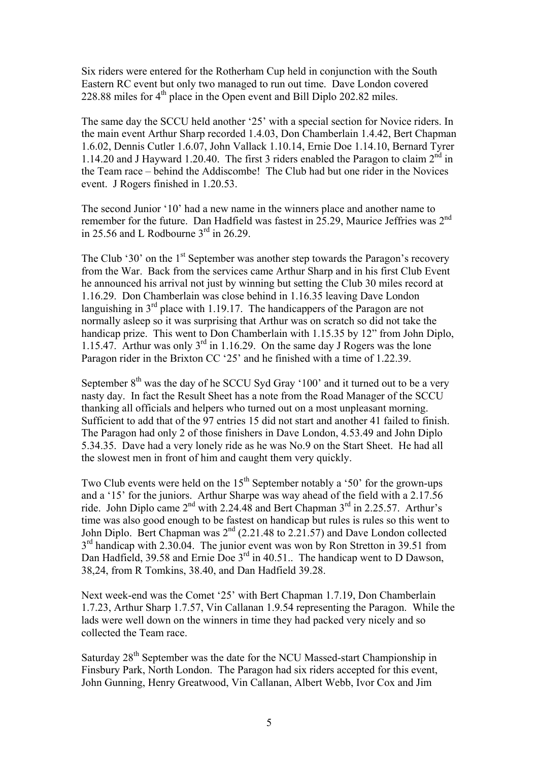Six riders were entered for the Rotherham Cup held in conjunction with the South Eastern RC event but only two managed to run out time. Dave London covered 228.88 miles for 4th place in the Open event and Bill Diplo 202.82 miles.

The same day the SCCU held another '25' with a special section for Novice riders. In the main event Arthur Sharp recorded 1.4.03, Don Chamberlain 1.4.42, Bert Chapman 1.6.02, Dennis Cutler 1.6.07, John Vallack 1.10.14, Ernie Doe 1.14.10, Bernard Tyrer 1.14.20 and J Hayward 1.20.40. The first 3 riders enabled the Paragon to claim 2nd in the Team race – behind the Addiscombe! The Club had but one rider in the Novices event. J Rogers finished in 1.20.53.

The second Junior '10' had a new name in the winners place and another name to remember for the future. Dan Hadfield was fastest in 25.29, Maurice Jeffries was 2nd in 25.56 and L Rodbourne 3rd in 26.29.

The Club '30' on the 1st September was another step towards the Paragon's recovery from the War. Back from the services came Arthur Sharp and in his first Club Event he announced his arrival not just by winning but setting the Club 30 miles record at 1.16.29. Don Chamberlain was close behind in 1.16.35 leaving Dave London languishing in 3rd place with 1.19.17. The handicappers of the Paragon are not normally asleep so it was surprising that Arthur was on scratch so did not take the handicap prize. This went to Don Chamberlain with 1.15.35 by 12" from John Diplo, 1.15.47. Arthur was only 3rd in 1.16.29. On the same day J Rogers was the lone Paragon rider in the Brixton CC '25' and he finished with a time of 1.22.39.

September 8th was the day of he SCCU Syd Gray '100' and it turned out to be a very nasty day. In fact the Result Sheet has a note from the Road Manager of the SCCU thanking all officials and helpers who turned out on a most unpleasant morning. Sufficient to add that of the 97 entries 15 did not start and another 41 failed to finish. The Paragon had only 2 of those finishers in Dave London, 4.53.49 and John Diplo 5.34.35. Dave had a very lonely ride as he was No.9 on the Start Sheet. He had all the slowest men in front of him and caught them very quickly.

Two Club events were held on the 15th September notably a '50' for the grown-ups and a '15' for the juniors. Arthur Sharpe was way ahead of the field with a 2.17.56 ride. John Diplo came 2nd with 2.24.48 and Bert Chapman 3rd in 2.25.57. Arthur's time was also good enough to be fastest on handicap but rules is rules so this went to John Diplo. Bert Chapman was 2nd (2.21.48 to 2.21.57) and Dave London collected 3rd handicap with 2.30.04. The junior event was won by Ron Stretton in 39.51 from Dan Hadfield, 39.58 and Ernie Doe 3rd in 40.51.. The handicap went to D Dawson, 38,24, from R Tomkins, 38.40, and Dan Hadfield 39.28.

Next week-end was the Comet '25' with Bert Chapman 1.7.19, Don Chamberlain 1.7.23, Arthur Sharp 1.7.57, Vin Callanan 1.9.54 representing the Paragon. While the lads were well down on the winners in time they had packed very nicely and so collected the Team race.

Saturday 28th September was the date for the NCU Massed-start Championship in Finsbury Park, North London. The Paragon had six riders accepted for this event, John Gunning, Henry Greatwood, Vin Callanan, Albert Webb, Ivor Cox and Jim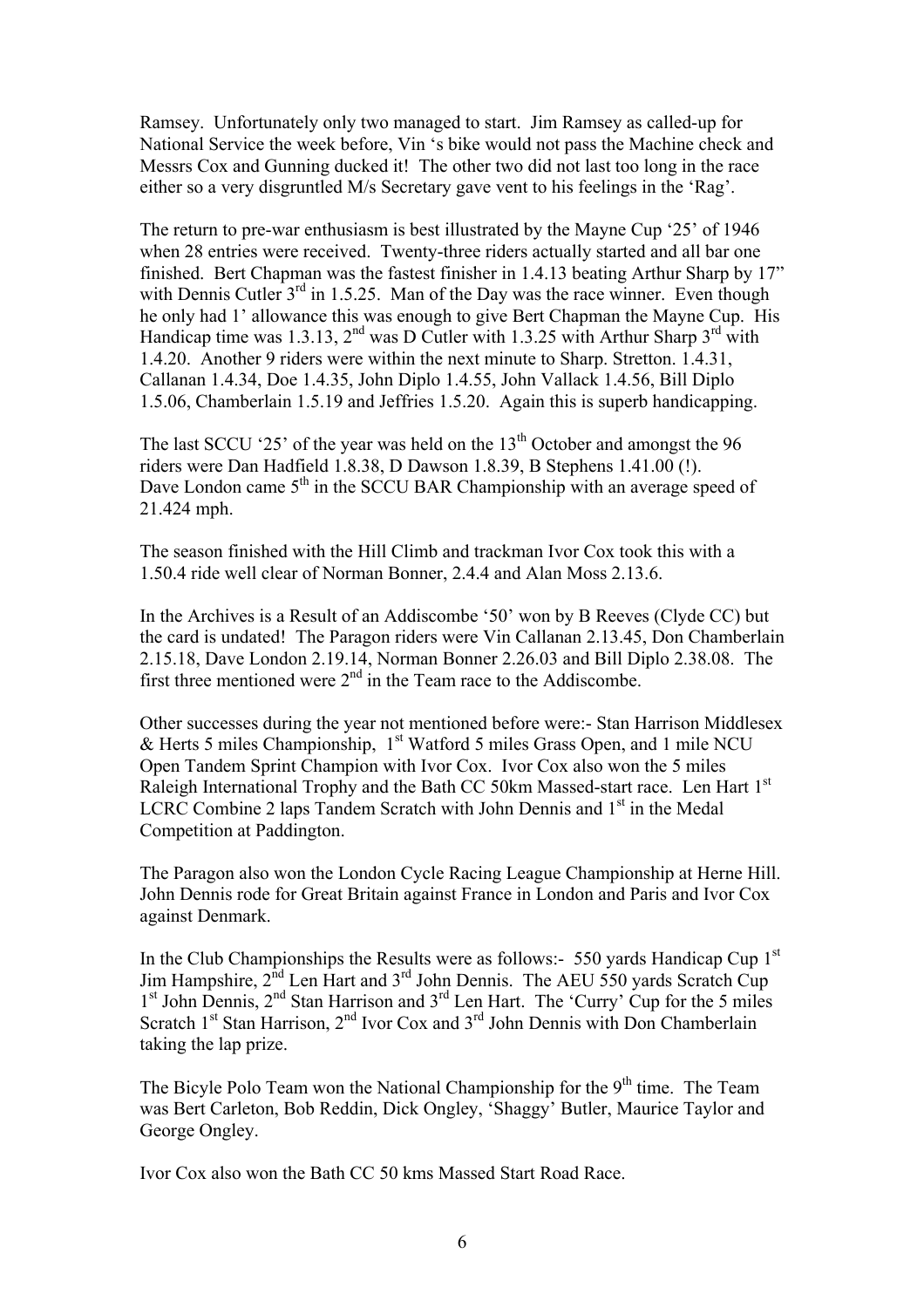Ramsey. Unfortunately only two managed to start. Jim Ramsey as called-up for National Service the week before, Vin 's bike would not pass the Machine check and Messrs Cox and Gunning ducked it! The other two did not last too long in the race either so a very disgruntled M/s Secretary gave vent to his feelings in the 'Rag'.

The return to pre-war enthusiasm is best illustrated by the Mayne Cup '25' of 1946 when 28 entries were received. Twenty-three riders actually started and all bar one finished. Bert Chapman was the fastest finisher in 1.4.13 beating Arthur Sharp by 17" with Dennis Cutler 3rd in 1.5.25. Man of the Day was the race winner. Even though he only had 1' allowance this was enough to give Bert Chapman the Mayne Cup. His Handicap time was 1.3.13, 2nd was D Cutler with 1.3.25 with Arthur Sharp 3rd with 1.4.20. Another 9 riders were within the next minute to Sharp. Stretton. 1.4.31, Callanan 1.4.34, Doe 1.4.35, John Diplo 1.4.55, John Vallack 1.4.56, Bill Diplo 1.5.06, Chamberlain 1.5.19 and Jeffries 1.5.20. Again this is superb handicapping.

The last SCCU '25' of the year was held on the 13th October and amongst the 96 riders were Dan Hadfield 1.8.38, D Dawson 1.8.39, B Stephens 1.41.00 (!). Dave London came 5th in the SCCU BAR Championship with an average speed of 21.424 mph.

The season finished with the Hill Climb and trackman Ivor Cox took this with a 1.50.4 ride well clear of Norman Bonner, 2.4.4 and Alan Moss 2.13.6.

In the Archives is a Result of an Addiscombe '50' won by B Reeves (Clyde CC) but the card is undated! The Paragon riders were Vin Callanan 2.13.45, Don Chamberlain 2.15.18, Dave London 2.19.14, Norman Bonner 2.26.03 and Bill Diplo 2.38.08. The first three mentioned were 2nd in the Team race to the Addiscombe.

Other successes during the year not mentioned before were:- Stan Harrison Middlesex & Herts 5 miles Championship, 1st Watford 5 miles Grass Open, and 1 mile NCU Open Tandem Sprint Champion with Ivor Cox. Ivor Cox also won the 5 miles Raleigh International Trophy and the Bath CC 50km Massed-start race. Len Hart 1st LCRC Combine 2 laps Tandem Scratch with John Dennis and 1st in the Medal Competition at Paddington.

The Paragon also won the London Cycle Racing League Championship at Herne Hill. John Dennis rode for Great Britain against France in London and Paris and Ivor Cox against Denmark.

In the Club Championships the Results were as follows:- 550 yards Handicap Cup 1st Jim Hampshire, 2nd Len Hart and 3rd John Dennis. The AEU 550 yards Scratch Cup 1st John Dennis, 2nd Stan Harrison and 3rd Len Hart. The 'Curry' Cup for the 5 miles Scratch 1st Stan Harrison, 2nd Ivor Cox and 3rd John Dennis with Don Chamberlain taking the lap prize.

The Bicyle Polo Team won the National Championship for the 9th time. The Team was Bert Carleton, Bob Reddin, Dick Ongley, 'Shaggy' Butler, Maurice Taylor and George Ongley.

Ivor Cox also won the Bath CC 50 kms Massed Start Road Race.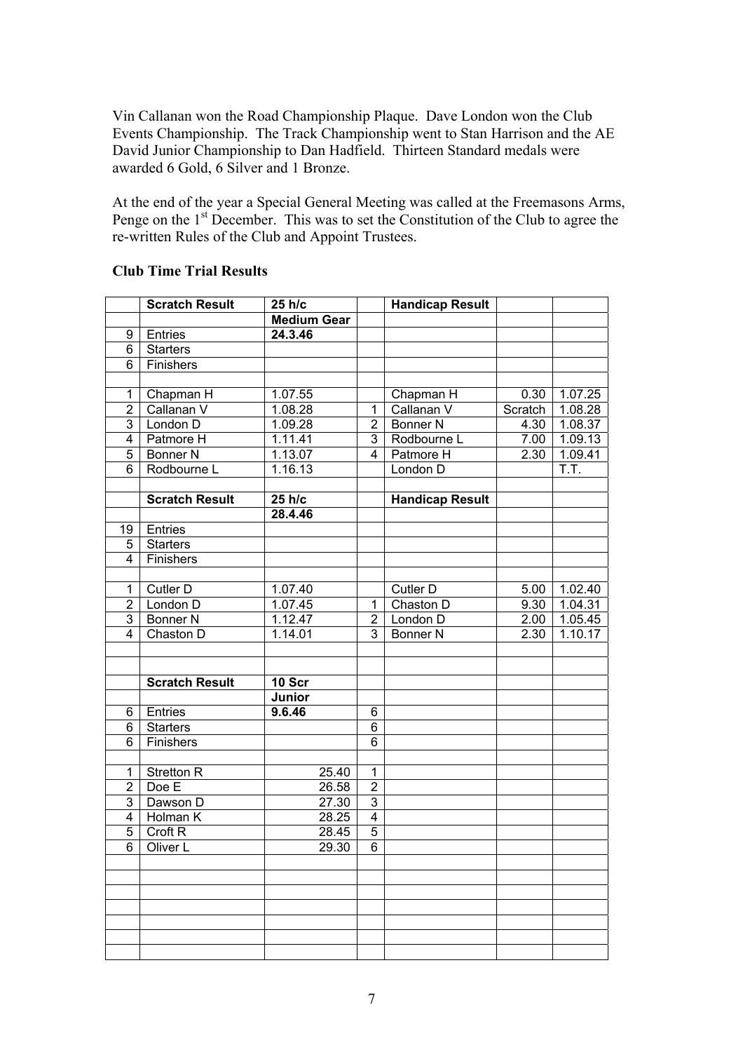Vin Callanan won the Road Championship Plaque. Dave London won the Club Events Championship. The Track Championship went to Stan Harrison and the AE David Junior Championship to Dan Hadfield. Thirteen Standard medals were awarded 6 Gold, 6 Silver and 1 Bronze.

At the end of the year a Special General Meeting was called at the Freemasons Arms, Penge on the 1st December. This was to set the Constitution of the Club to agree the re-written Rules of the Club and Appoint Trustees.

**Club Time Trial Results**

| | **Scratch Result** | **25 h/c** | | **Handicap Result** | | |
|---|---|---|---|---|---|---|
| | | **Medium Gear** | | | | |
| 9 | Entries | **24.3.46** | | | | |
| 6 | Starters | | | | | |
| 6 | Finishers | | | | | |
| | | | | | | |
| 1 | Chapman H | 1.07.55 | | Chapman H | 0.30 | 1.07.25 |
| 2 | Callanan V | 1.08.28 | 1 | Callanan V | Scratch | 1.08.28 |
| 3 | London D | 1.09.28 | 2 | Bonner N | 4.30 | 1.08.37 |
| 4 | Patmore H | 1.11.41 | 3 | Rodbourne L | 7.00 | 1.09.13 |
| 5 | Bonner N | 1.13.07 | 4 | Patmore H | 2.30 | 1.09.41 |
| 6 | Rodbourne L | 1.16.13 | | London D | | T.T. |
| | | | | | | |
| | **Scratch Result** | **25 h/c** | | **Handicap Result** | | |
| | | **28.4.46** | | | | |
| 19 | Entries | | | | | |
| 5 | Starters | | | | | |
| 4 | Finishers | | | | | |
| | | | | | | |
| 1 | Cutler D | 1.07.40 | | Cutler D | 5.00 | 1.02.40 |
| 2 | London D | 1.07.45 | 1 | Chaston D | 9.30 | 1.04.31 |
| 3 | Bonner N | 1.12.47 | 2 | London D | 2.00 | 1.05.45 |
| 4 | Chaston D | 1.14.01 | 3 | Bonner N | 2.30 | 1.10.17 |
| | | | | | | |
| | | | | | | |
| | **Scratch Result** | **10 Scr** | | | | |
| | | **Junior** | | | | |
| 6 | Entries | **9.6.46** | 6 | | | |
| 6 | Starters | | 6 | | | |
| 6 | Finishers | | 6 | | | |
| | | | | | | |
| 1 | Stretton R | 25.40 | 1 | | | |
| 2 | Doe E | 26.58 | 2 | | | |
| 3 | Dawson D | 27.30 | 3 | | | |
| 4 | Holman K | 28.25 | 4 | | | |
| 5 | Croft R | 28.45 | 5 | | | |
| 6 | Oliver L | 29.30 | 6 | | | |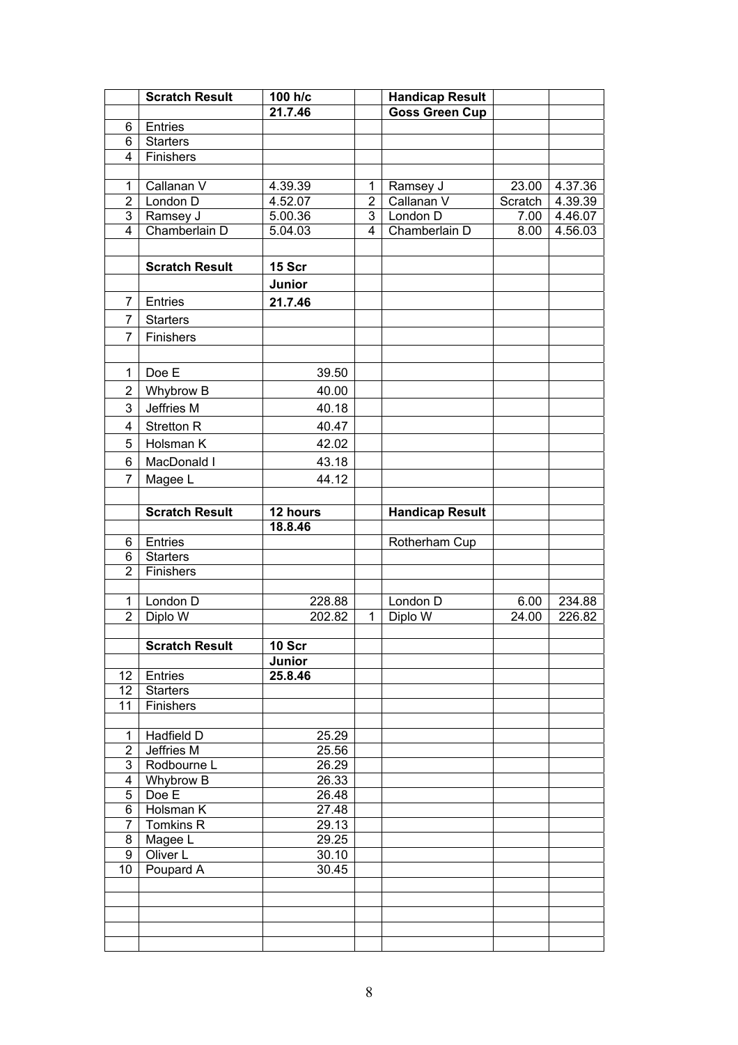| | Scratch Result | 100 h/c | | Handicap Result | | |
|---|---|---|---|---|---|---|
| | | 21.7.46 | | Goss Green Cup | | |
| 6 | Entries | | | | | |
| 6 | Starters | | | | | |
| 4 | Finishers | | | | | |
| | | | | | | |
| 1 | Callanan V | 4.39.39 | 1 | Ramsey J | 23.00 | 4.37.36 |
| 2 | London D | 4.52.07 | 2 | Callanan V | Scratch | 4.39.39 |
| 3 | Ramsey J | 5.00.36 | 3 | London D | 7.00 | 4.46.07 |
| 4 | Chamberlain D | 5.04.03 | 4 | Chamberlain D | 8.00 | 4.56.03 |
| | | | | | | |
| | Scratch Result | 15 Scr | | | | |
| | | Junior | | | | |
| 7 | Entries | 21.7.46 | | | | |
| 7 | Starters | | | | | |
| 7 | Finishers | | | | | |
| | | | | | | |
| 1 | Doe E | 39.50 | | | | |
| 2 | Whybrow B | 40.00 | | | | |
| 3 | Jeffries M | 40.18 | | | | |
| 4 | Stretton R | 40.47 | | | | |
| 5 | Holsman K | 42.02 | | | | |
| 6 | MacDonald I | 43.18 | | | | |
| 7 | Magee L | 44.12 | | | | |
| | | | | | | |
| | Scratch Result | 12 hours | | Handicap Result | | |
| | | 18.8.46 | | | | |
| 6 | Entries | | | Rotherham Cup | | |
| 6 | Starters | | | | | |
| 2 | Finishers | | | | | |
| | | | | | | |
| 1 | London D | 228.88 | | London D | 6.00 | 234.88 |
| 2 | Diplo W | 202.82 | 1 | Diplo W | 24.00 | 226.82 |
| | | | | | | |
| | Scratch Result | 10 Scr | | | | |
| | | Junior | | | | |
| 12 | Entries | 25.8.46 | | | | |
| 12 | Starters | | | | | |
| 11 | Finishers | | | | | |
| | | | | | | |
| 1 | Hadfield D | 25.29 | | | | |
| 2 | Jeffries M | 25.56 | | | | |
| 3 | Rodbourne L | 26.29 | | | | |
| 4 | Whybrow B | 26.33 | | | | |
| 5 | Doe E | 26.48 | | | | |
| 6 | Holsman K | 27.48 | | | | |
| 7 | Tomkins R | 29.13 | | | | |
| 8 | Magee L | 29.25 | | | | |
| 9 | Oliver L | 30.10 | | | | |
| 10 | Poupard A | 30.45 | | | | |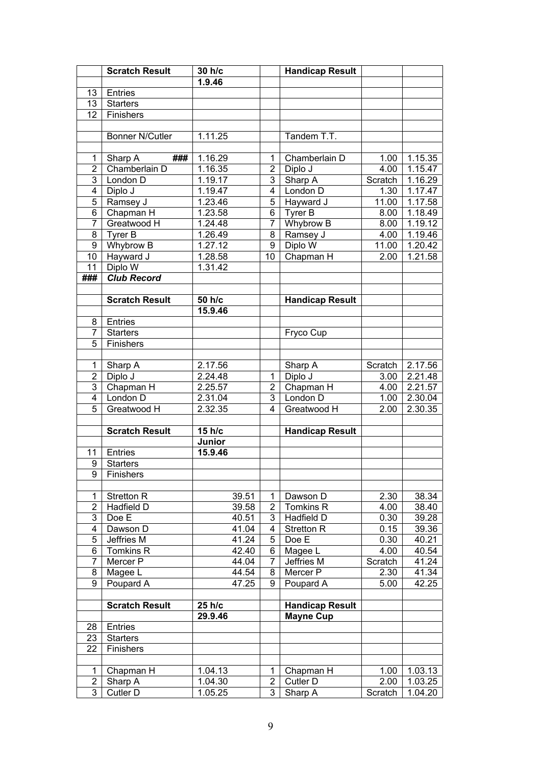| | Scratch Result | 30 h/c | | Handicap Result | | |
|---|---|---|---|---|---|---|
| | | **1.9.46** | | | | |
| 13 | Entries | | | | | |
| 13 | Starters | | | | | |
| 12 | Finishers | | | | | |
| | | | | | | |
| | Bonner N/Cutler | 1.11.25 | | Tandem T.T. | | |
| | | | | | | |
| 1 | Sharp A ### | 1.16.29 | 1 | Chamberlain D | 1.00 | 1.15.35 |
| 2 | Chamberlain D | 1.16.35 | 2 | Diplo J | 4.00 | 1.15.47 |
| 3 | London D | 1.19.17 | 3 | Sharp A | Scratch | 1.16.29 |
| 4 | Diplo J | 1.19.47 | 4 | London D | 1.30 | 1.17.47 |
| 5 | Ramsey J | 1.23.46 | 5 | Hayward J | 11.00 | 1.17.58 |
| 6 | Chapman H | 1.23.58 | 6 | Tyrer B | 8.00 | 1.18.49 |
| 7 | Greatwood H | 1.24.48 | 7 | Whybrow B | 8.00 | 1.19.12 |
| 8 | Tyrer B | 1.26.49 | 8 | Ramsey J | 4.00 | 1.19.46 |
| 9 | Whybrow B | 1.27.12 | 9 | Diplo W | 11.00 | 1.20.42 |
| 10 | Hayward J | 1.28.58 | 10 | Chapman H | 2.00 | 1.21.58 |
| 11 | Diplo W | 1.31.42 | | | | |
| ### | ***Club Record*** | | | | | |
| | | | | | | |
| | **Scratch Result** | **50 h/c** | | **Handicap Result** | | |
| | | **15.9.46** | | | | |
| 8 | Entries | | | | | |
| 7 | Starters | | | Fryco Cup | | |
| 5 | Finishers | | | | | |
| | | | | | | |
| 1 | Sharp A | 2.17.56 | | Sharp A | Scratch | 2.17.56 |
| 2 | Diplo J | 2.24.48 | 1 | Diplo J | 3.00 | 2.21.48 |
| 3 | Chapman H | 2.25.57 | 2 | Chapman H | 4.00 | 2.21.57 |
| 4 | London D | 2.31.04 | 3 | London D | 1.00 | 2.30.04 |
| 5 | Greatwood H | 2.32.35 | 4 | Greatwood H | 2.00 | 2.30.35 |
| | | | | | | |
| | **Scratch Result** | **15 h/c** | | **Handicap Result** | | |
| | | **Junior** | | | | |
| 11 | Entries | **15.9.46** | | | | |
| 9 | Starters | | | | | |
| 9 | Finishers | | | | | |
| | | | | | | |
| 1 | Stretton R | 39.51 | 1 | Dawson D | 2.30 | 38.34 |
| 2 | Hadfield D | 39.58 | 2 | Tomkins R | 4.00 | 38.40 |
| 3 | Doe E | 40.51 | 3 | Hadfield D | 0.30 | 39.28 |
| 4 | Dawson D | 41.04 | 4 | Stretton R | 0.15 | 39.36 |
| 5 | Jeffries M | 41.24 | 5 | Doe E | 0.30 | 40.21 |
| 6 | Tomkins R | 42.40 | 6 | Magee L | 4.00 | 40.54 |
| 7 | Mercer P | 44.04 | 7 | Jeffries M | Scratch | 41.24 |
| 8 | Magee L | 44.54 | 8 | Mercer P | 2.30 | 41.34 |
| 9 | Poupard A | 47.25 | 9 | Poupard A | 5.00 | 42.25 |
| | | | | | | |
| | **Scratch Result** | **25 h/c** | | **Handicap Result** | | |
| | | **29.9.46** | | **Mayne Cup** | | |
| 28 | Entries | | | | | |
| 23 | Starters | | | | | |
| 22 | Finishers | | | | | |
| | | | | | | |
| 1 | Chapman H | 1.04.13 | 1 | Chapman H | 1.00 | 1.03.13 |
| 2 | Sharp A | 1.04.30 | 2 | Cutler D | 2.00 | 1.03.25 |
| 3 | Cutler D | 1.05.25 | 3 | Sharp A | Scratch | 1.04.20 |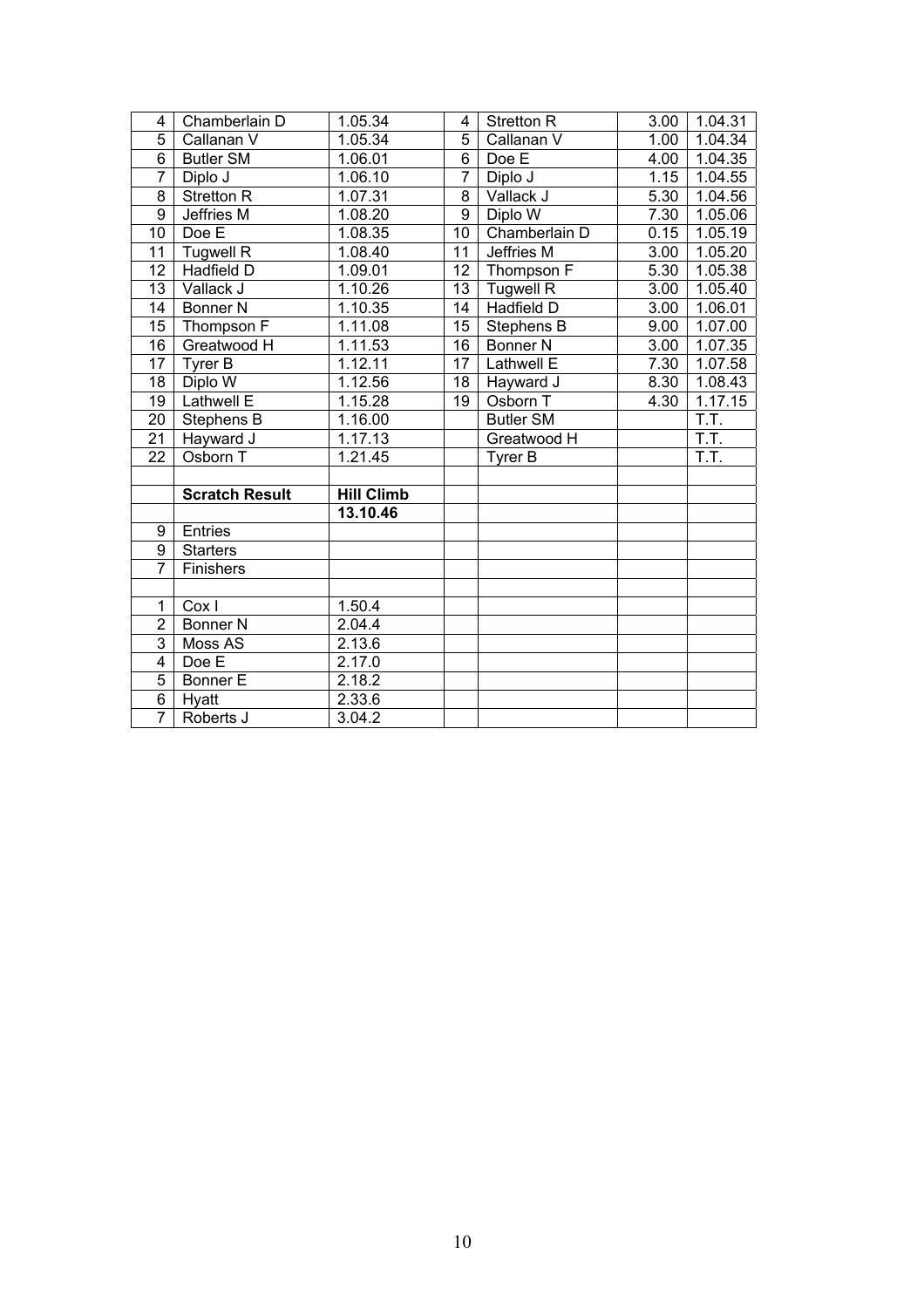| | | | | | | |
|---|---|---|---|---|---|---|
| 4 | Chamberlain D | 1.05.34 | 4 | Stretton R | 3.00 | 1.04.31 |
| 5 | Callanan V | 1.05.34 | 5 | Callanan V | 1.00 | 1.04.34 |
| 6 | Butler SM | 1.06.01 | 6 | Doe E | 4.00 | 1.04.35 |
| 7 | Diplo J | 1.06.10 | 7 | Diplo J | 1.15 | 1.04.55 |
| 8 | Stretton R | 1.07.31 | 8 | Vallack J | 5.30 | 1.04.56 |
| 9 | Jeffries M | 1.08.20 | 9 | Diplo W | 7.30 | 1.05.06 |
| 10 | Doe E | 1.08.35 | 10 | Chamberlain D | 0.15 | 1.05.19 |
| 11 | Tugwell R | 1.08.40 | 11 | Jeffries M | 3.00 | 1.05.20 |
| 12 | Hadfield D | 1.09.01 | 12 | Thompson F | 5.30 | 1.05.38 |
| 13 | Vallack J | 1.10.26 | 13 | Tugwell R | 3.00 | 1.05.40 |
| 14 | Bonner N | 1.10.35 | 14 | Hadfield D | 3.00 | 1.06.01 |
| 15 | Thompson F | 1.11.08 | 15 | Stephens B | 9.00 | 1.07.00 |
| 16 | Greatwood H | 1.11.53 | 16 | Bonner N | 3.00 | 1.07.35 |
| 17 | Tyrer B | 1.12.11 | 17 | Lathwell E | 7.30 | 1.07.58 |
| 18 | Diplo W | 1.12.56 | 18 | Hayward J | 8.30 | 1.08.43 |
| 19 | Lathwell E | 1.15.28 | 19 | Osborn T | 4.30 | 1.17.15 |
| 20 | Stephens B | 1.16.00 | | Butler SM | | T.T. |
| 21 | Hayward J | 1.17.13 | | Greatwood H | | T.T. |
| 22 | Osborn T | 1.21.45 | | Tyrer B | | T.T. |
| | | | | | | |
| | **Scratch Result** | **Hill Climb** | | | | |
| | | **13.10.46** | | | | |
| 9 | Entries | | | | | |
| 9 | Starters | | | | | |
| 7 | Finishers | | | | | |
| | | | | | | |
| 1 | Cox I | 1.50.4 | | | | |
| 2 | Bonner N | 2.04.4 | | | | |
| 3 | Moss AS | 2.13.6 | | | | |
| 4 | Doe E | 2.17.0 | | | | |
| 5 | Bonner E | 2.18.2 | | | | |
| 6 | Hyatt | 2.33.6 | | | | |
| 7 | Roberts J | 3.04.2 | | | | |